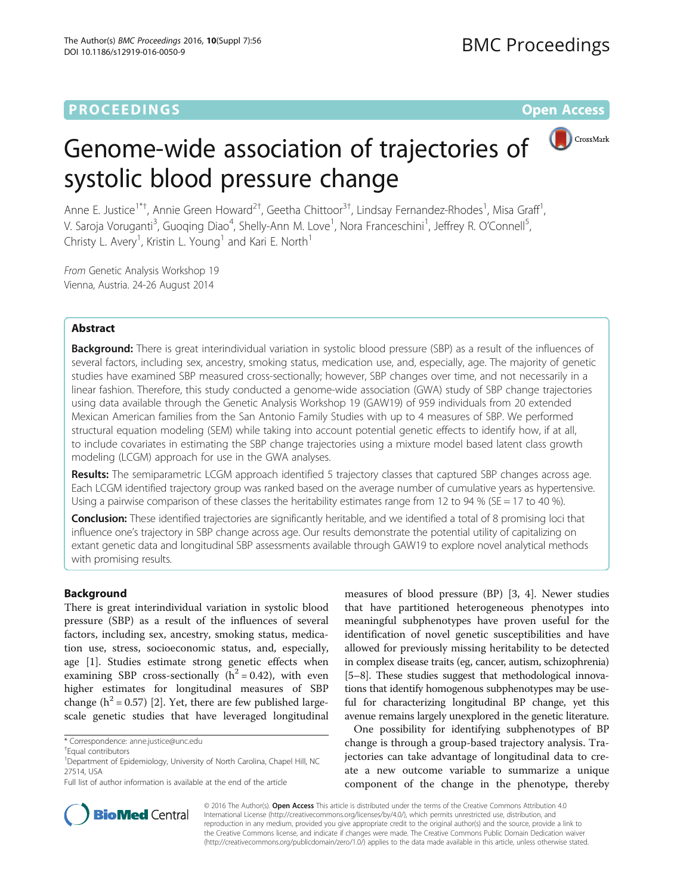PROCEEDINGS **Open Access**

# Genome-wide association of trajectories of systolic blood pressure change

Anne E. Justice[1*†], Annie Green Howard[2†], Geetha Chittoor[3†], Lindsay Fernandez-Rhodes[1], Misa Graff[1], V. Saroja Voruganti[3], Guoqing Diao[4], Shelly-Ann M. Love[1], Nora Franceschini[1], Jeffrey R. O'Connell[5], Christy L. Avery[1], Kristin L. Young[1] and Kari E. North[1]

*From* Genetic Analysis Workshop 19
Vienna, Austria. 24-26 August 2014

## Abstract

**Background:** There is great interindividual variation in systolic blood pressure (SBP) as a result of the influences of several factors, including sex, ancestry, smoking status, medication use, and, especially, age. The majority of genetic studies have examined SBP measured cross-sectionally; however, SBP changes over time, and not necessarily in a linear fashion. Therefore, this study conducted a genome-wide association (GWA) study of SBP change trajectories using data available through the Genetic Analysis Workshop 19 (GAW19) of 959 individuals from 20 extended Mexican American families from the San Antonio Family Studies with up to 4 measures of SBP. We performed structural equation modeling (SEM) while taking into account potential genetic effects to identify how, if at all, to include covariates in estimating the SBP change trajectories using a mixture model based latent class growth modeling (LCGM) approach for use in the GWA analyses.

**Results:** The semiparametric LCGM approach identified 5 trajectory classes that captured SBP changes across age. Each LCGM identified trajectory group was ranked based on the average number of cumulative years as hypertensive. Using a pairwise comparison of these classes the heritability estimates range from 12 to 94 % (SE = 17 to 40 %).

**Conclusion:** These identified trajectories are significantly heritable, and we identified a total of 8 promising loci that influence one's trajectory in SBP change across age. Our results demonstrate the potential utility of capitalizing on extant genetic data and longitudinal SBP assessments available through GAW19 to explore novel analytical methods with promising results.

## Background

There is great interindividual variation in systolic blood pressure (SBP) as a result of the influences of several factors, including sex, ancestry, smoking status, medication use, stress, socioeconomic status, and, especially, age [1]. Studies estimate strong genetic effects when examining SBP cross-sectionally ($h^2 = 0.42$), with even higher estimates for longitudinal measures of SBP change ($h^2 = 0.57$) [2]. Yet, there are few published large-scale genetic studies that have leveraged longitudinal measures of blood pressure (BP) [3, 4]. Newer studies that have partitioned heterogeneous phenotypes into meaningful subphenotypes have proven useful for the identification of novel genetic susceptibilities and have allowed for previously missing heritability to be detected in complex disease traits (eg, cancer, autism, schizophrenia) [5–8]. These studies suggest that methodological innovations that identify homogenous subphenotypes may be useful for characterizing longitudinal BP change, yet this avenue remains largely unexplored in the genetic literature.

One possibility for identifying subphenotypes of BP change is through a group-based trajectory analysis. Trajectories can take advantage of longitudinal data to create a new outcome variable to summarize a unique component of the change in the phenotype, thereby

\* Correspondence: anne.justice@unc.edu
†Equal contributors
[1]Department of Epidemiology, University of North Carolina, Chapel Hill, NC 27514, USA
Full list of author information is available at the end of the article

© 2016 The Author(s). **Open Access** This article is distributed under the terms of the Creative Commons Attribution 4.0 International License (http://creativecommons.org/licenses/by/4.0/), which permits unrestricted use, distribution, and reproduction in any medium, provided you give appropriate credit to the original author(s) and the source, provide a link to the Creative Commons license, and indicate if changes were made. The Creative Commons Public Domain Dedication waiver (http://creativecommons.org/publicdomain/zero/1.0/) applies to the data made available in this article, unless otherwise stated.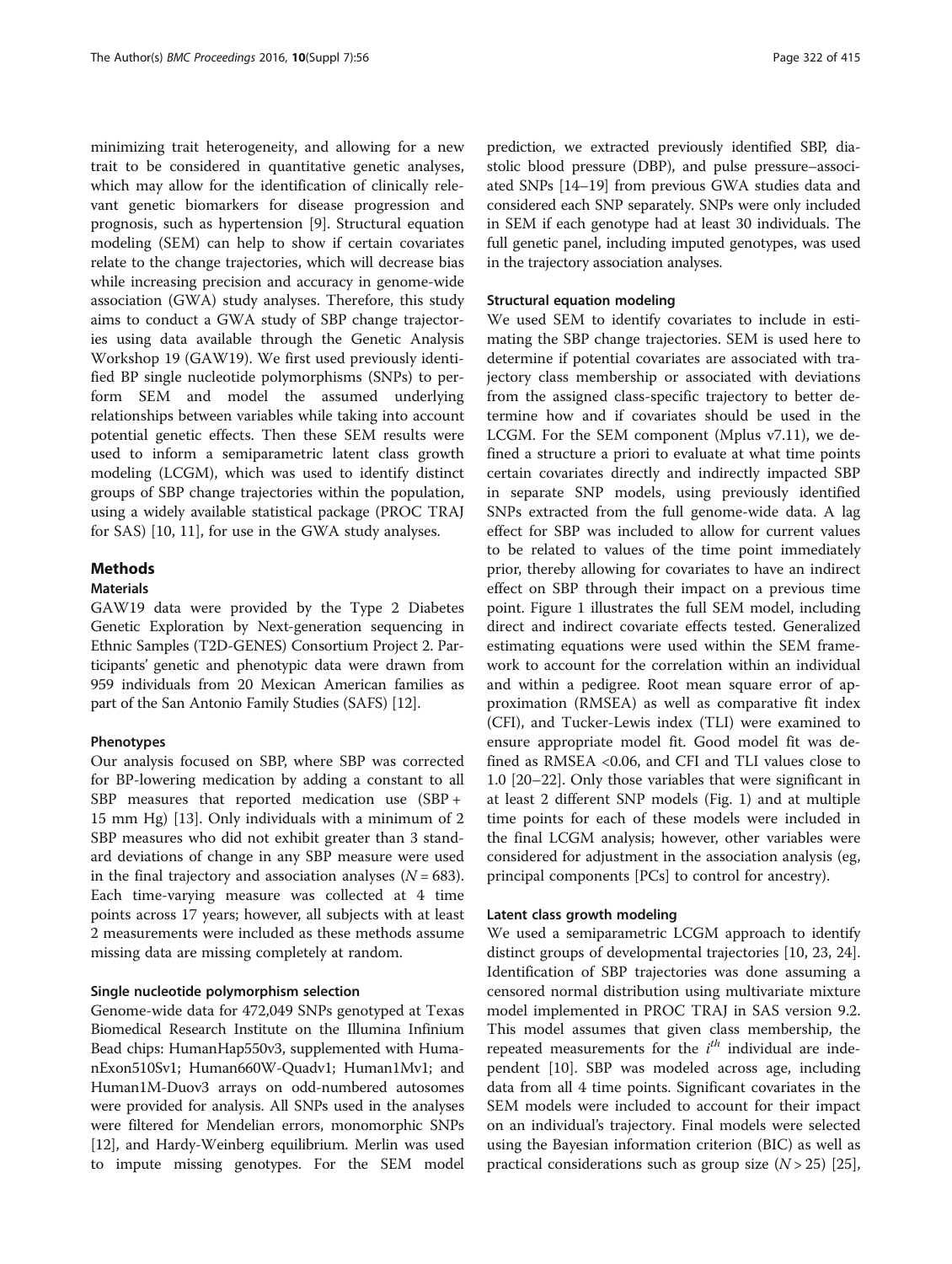minimizing trait heterogeneity, and allowing for a new trait to be considered in quantitative genetic analyses, which may allow for the identification of clinically relevant genetic biomarkers for disease progression and prognosis, such as hypertension [9]. Structural equation modeling (SEM) can help to show if certain covariates relate to the change trajectories, which will decrease bias while increasing precision and accuracy in genome-wide association (GWA) study analyses. Therefore, this study aims to conduct a GWA study of SBP change trajectories using data available through the Genetic Analysis Workshop 19 (GAW19). We first used previously identified BP single nucleotide polymorphisms (SNPs) to perform SEM and model the assumed underlying relationships between variables while taking into account potential genetic effects. Then these SEM results were used to inform a semiparametric latent class growth modeling (LCGM), which was used to identify distinct groups of SBP change trajectories within the population, using a widely available statistical package (PROC TRAJ for SAS) [10, 11], for use in the GWA study analyses.

## Methods

### Materials

GAW19 data were provided by the Type 2 Diabetes Genetic Exploration by Next-generation sequencing in Ethnic Samples (T2D-GENES) Consortium Project 2. Participants' genetic and phenotypic data were drawn from 959 individuals from 20 Mexican American families as part of the San Antonio Family Studies (SAFS) [12].

### Phenotypes

Our analysis focused on SBP, where SBP was corrected for BP-lowering medication by adding a constant to all SBP measures that reported medication use (SBP + 15 mm Hg) [13]. Only individuals with a minimum of 2 SBP measures who did not exhibit greater than 3 standard deviations of change in any SBP measure were used in the final trajectory and association analyses ($N = 683$). Each time-varying measure was collected at 4 time points across 17 years; however, all subjects with at least 2 measurements were included as these methods assume missing data are missing completely at random.

### Single nucleotide polymorphism selection

Genome-wide data for 472,049 SNPs genotyped at Texas Biomedical Research Institute on the Illumina Infinium Bead chips: HumanHap550v3, supplemented with HumanExon510Sv1; Human660W-Quadv1; Human1Mv1; and Human1M-Duov3 arrays on odd-numbered autosomes were provided for analysis. All SNPs used in the analyses were filtered for Mendelian errors, monomorphic SNPs [12], and Hardy-Weinberg equilibrium. Merlin was used to impute missing genotypes. For the SEM model prediction, we extracted previously identified SBP, diastolic blood pressure (DBP), and pulse pressure–associated SNPs [14–19] from previous GWA studies data and considered each SNP separately. SNPs were only included in SEM if each genotype had at least 30 individuals. The full genetic panel, including imputed genotypes, was used in the trajectory association analyses.

### Structural equation modeling

We used SEM to identify covariates to include in estimating the SBP change trajectories. SEM is used here to determine if potential covariates are associated with trajectory class membership or associated with deviations from the assigned class-specific trajectory to better determine how and if covariates should be used in the LCGM. For the SEM component (Mplus v7.11), we defined a structure a priori to evaluate at what time points certain covariates directly and indirectly impacted SBP in separate SNP models, using previously identified SNPs extracted from the full genome-wide data. A lag effect for SBP was included to allow for current values to be related to values of the time point immediately prior, thereby allowing for covariates to have an indirect effect on SBP through their impact on a previous time point. Figure 1 illustrates the full SEM model, including direct and indirect covariate effects tested. Generalized estimating equations were used within the SEM framework to account for the correlation within an individual and within a pedigree. Root mean square error of approximation (RMSEA) as well as comparative fit index (CFI), and Tucker-Lewis index (TLI) were examined to ensure appropriate model fit. Good model fit was defined as RMSEA <0.06, and CFI and TLI values close to 1.0 [20–22]. Only those variables that were significant in at least 2 different SNP models (Fig. 1) and at multiple time points for each of these models were included in the final LCGM analysis; however, other variables were considered for adjustment in the association analysis (eg, principal components [PCs] to control for ancestry).

### Latent class growth modeling

We used a semiparametric LCGM approach to identify distinct groups of developmental trajectories [10, 23, 24]. Identification of SBP trajectories was done assuming a censored normal distribution using multivariate mixture model implemented in PROC TRAJ in SAS version 9.2. This model assumes that given class membership, the repeated measurements for the $i^{th}$ individual are independent [10]. SBP was modeled across age, including data from all 4 time points. Significant covariates in the SEM models were included to account for their impact on an individual's trajectory. Final models were selected using the Bayesian information criterion (BIC) as well as practical considerations such as group size ($N > 25$) [25],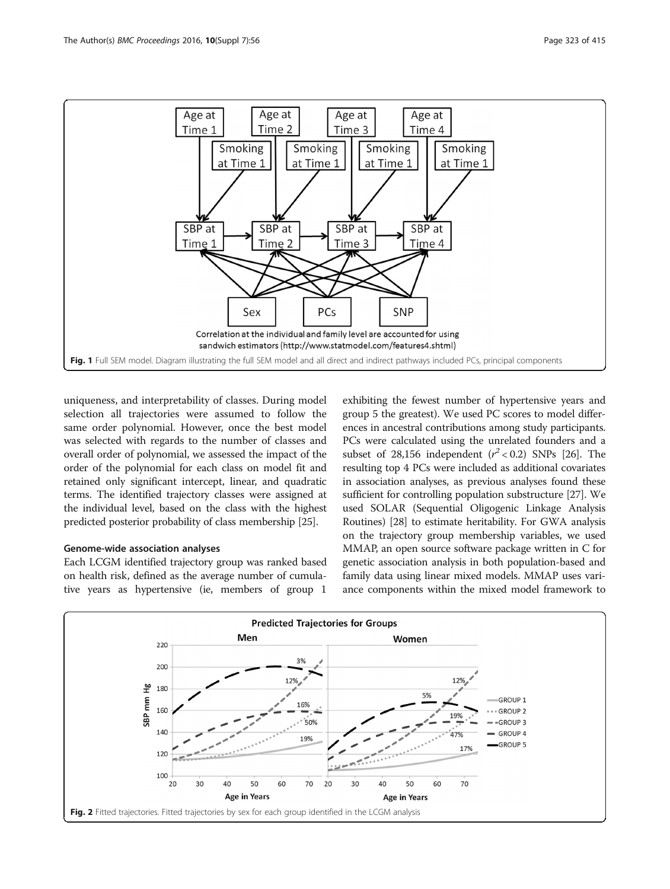Fig. 1 Full SEM model. Diagram illustrating the full SEM model and all direct and indirect pathways included PCs, principal components

uniqueness, and interpretability of classes. During model selection all trajectories were assumed to follow the same order polynomial. However, once the best model was selected with regards to the number of classes and overall order of polynomial, we assessed the impact of the order of the polynomial for each class on model fit and retained only significant intercept, linear, and quadratic terms. The identified trajectory classes were assigned at the individual level, based on the class with the highest predicted posterior probability of class membership [25].

### Genome-wide association analyses

Each LCGM identified trajectory group was ranked based on health risk, defined as the average number of cumulative years as hypertensive (ie, members of group 1 exhibiting the fewest number of hypertensive years and group 5 the greatest). We used PC scores to model differences in ancestral contributions among study participants. PCs were calculated using the unrelated founders and a subset of 28,156 independent ($r^2 < 0.2$) SNPs [26]. The resulting top 4 PCs were included as additional covariates in association analyses, as previous analyses found these sufficient for controlling population substructure [27]. We used SOLAR (Sequential Oligogenic Linkage Analysis Routines) [28] to estimate heritability. For GWA analysis on the trajectory group membership variables, we used MMAP, an open source software package written in C for genetic association analysis in both population-based and family data using linear mixed models. MMAP uses variance components within the mixed model framework to

Fig. 2 Fitted trajectories. Fitted trajectories by sex for each group identified in the LCGM analysis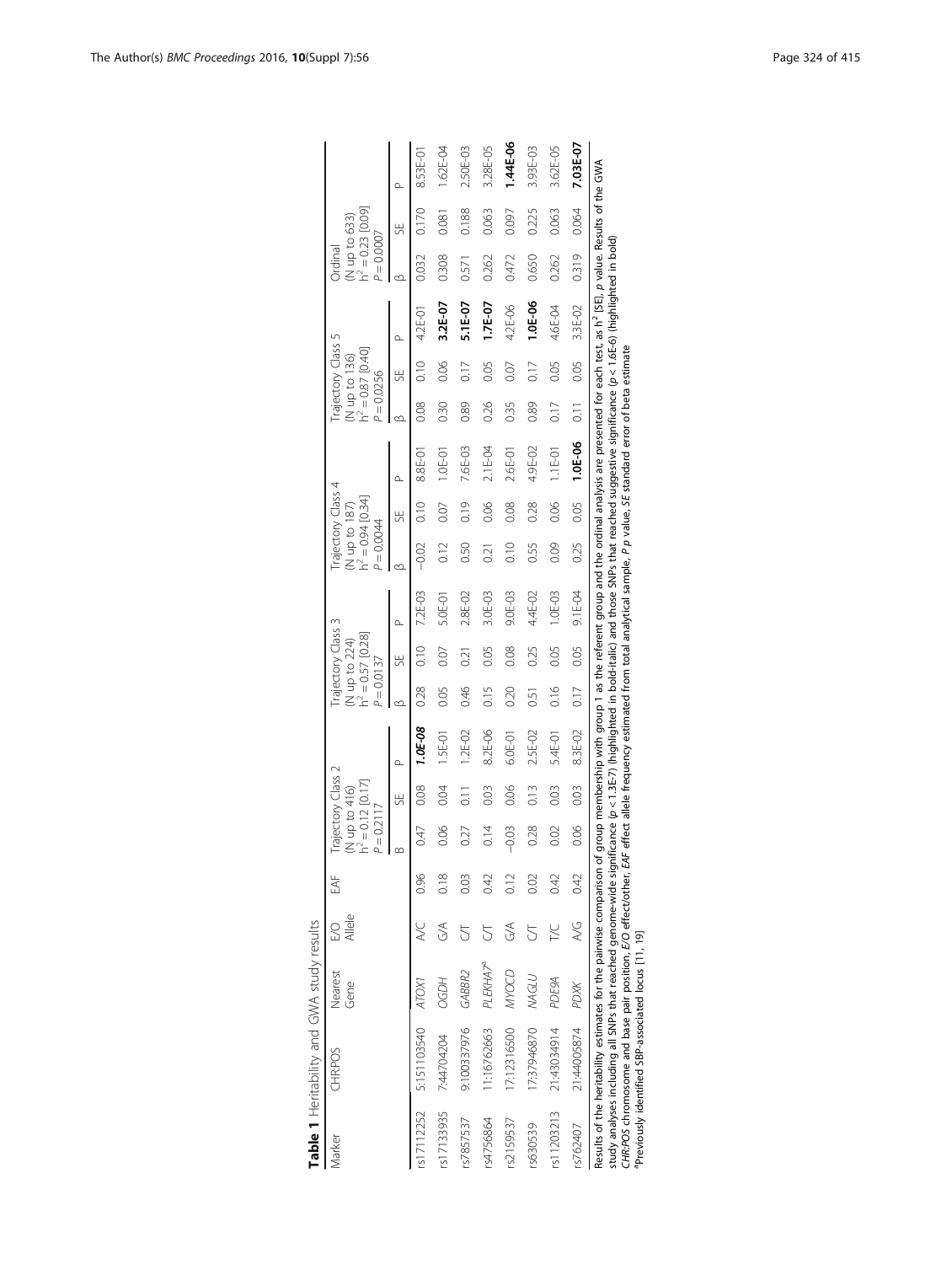**Table 1** Heritability and GWA study results

| Marker | CHR:POS | Nearest Gene | E/O Allele | EAF | Trajectory Class 2 (N up to 416) $h^2 = 0.12$ [0.17] $P = 0.2117$ | | | Trajectory Class 3 (N up to 224) $h^2 = 0.57$ [0.28] $P = 0.0137$ | | | Trajectory Class 4 (N up to 187) $h^2 = 0.94$ [0.34] $P = 0.0044$ | | | Trajectory Class 5 (N up to 136) $h^2 = 0.87$ [0.40] $P = 0.0256$ | | | Ordinal (N up to 633) $h^2 = 0.23$ [0.09] $P = 0.0007$ | | |
|---|---|---|---|---|---|---|---|---|---|---|---|---|---|---|---|---|---|---|---|
| | | | | | B | SE | P | β | SE | P | β | SE | P | β | SE | P | β | SE | P |
| rs17112252 | 5:151103540 | *ATOX1* | A/C | 0.96 | 0.47 | 0.08 | ***1.0E-08*** | 0.28 | 0.10 | 7.2E-03 | −0.02 | 0.10 | 8.8E-01 | 0.08 | 0.10 | 4.2E-01 | 0.032 | 0.170 | 8.53E-01 |
| rs17133935 | 7:44704204 | *OGDH* | G/A | 0.18 | 0.06 | 0.04 | 1.5E-01 | 0.05 | 0.07 | 5.0E-01 | 0.12 | 0.07 | 1.0E-01 | 0.30 | 0.06 | **3.2E-07** | 0.308 | 0.081 | 1.62E-04 |
| rs7857537 | 9:100337976 | *GABBR2* | C/T | 0.03 | 0.27 | 0.11 | 1.2E-02 | 0.46 | 0.21 | 2.8E-02 | 0.50 | 0.19 | 7.6E-03 | 0.89 | 0.17 | **5.1E-07** | 0.571 | 0.188 | 2.50E-03 |
| rs4756864 | 11:16762663 | *PLEKHA7*[a] | C/T | 0.42 | 0.14 | 0.03 | 8.2E-06 | 0.15 | 0.05 | 3.0E-03 | 0.21 | 0.06 | 2.1E-04 | 0.26 | 0.05 | **1.7E-07** | 0.262 | 0.063 | 3.28E-05 |
| rs2159537 | 17:12316500 | *MYOCD* | G/A | 0.12 | −0.03 | 0.06 | 6.0E-01 | 0.20 | 0.08 | 9.0E-03 | 0.10 | 0.08 | 2.6E-01 | 0.35 | 0.07 | 4.2E-06 | 0.472 | 0.097 | **1.44E-06** |
| rs630539 | 17:37946870 | *NAGLU* | C/T | 0.02 | 0.28 | 0.13 | 2.5E-02 | 0.51 | 0.25 | 4.4E-02 | 0.55 | 0.28 | 4.9E-02 | 0.89 | 0.17 | **1.0E-06** | 0.650 | 0.225 | 3.93E-03 |
| rs11203213 | 21:43034914 | *PDE9A* | T/C | 0.42 | 0.02 | 0.03 | 5.4E-01 | 0.16 | 0.05 | 1.0E-03 | 0.09 | 0.06 | 1.1E-01 | 0.17 | 0.05 | 4.6E-04 | 0.262 | 0.063 | 3.62E-05 |
| rs762407 | 21:44005874 | *PDXK* | A/G | 0.42 | 0.06 | 0.03 | 8.3E-02 | 0.17 | 0.05 | 9.1E-04 | 0.25 | 0.05 | **1.0E-06** | 0.11 | 0.05 | 3.3E-02 | 0.319 | 0.064 | **7.03E-07** |

Results of the heritability estimates for the pairwise comparison of group membership with group 1 as the referent group and the ordinal analysis are presented for each test, as $h^2$ [SE], *p* value. Results of the GWA study analyses including all SNPs that reached genome-wide significance ($p < 1.3E-7$) (highlighted in bold-italic) and those SNPs that reached suggestive significance ($p < 1.6E-6$) (highlighted in bold)

*CHR:POS* chromosome and base pair position, *E/O* effect/other, *EAF* effect allele frequency estimated from total analytical sample, *P* *p* value, *SE* standard error of beta estimate

[a]Previously identified SBP-associated locus [11, 19]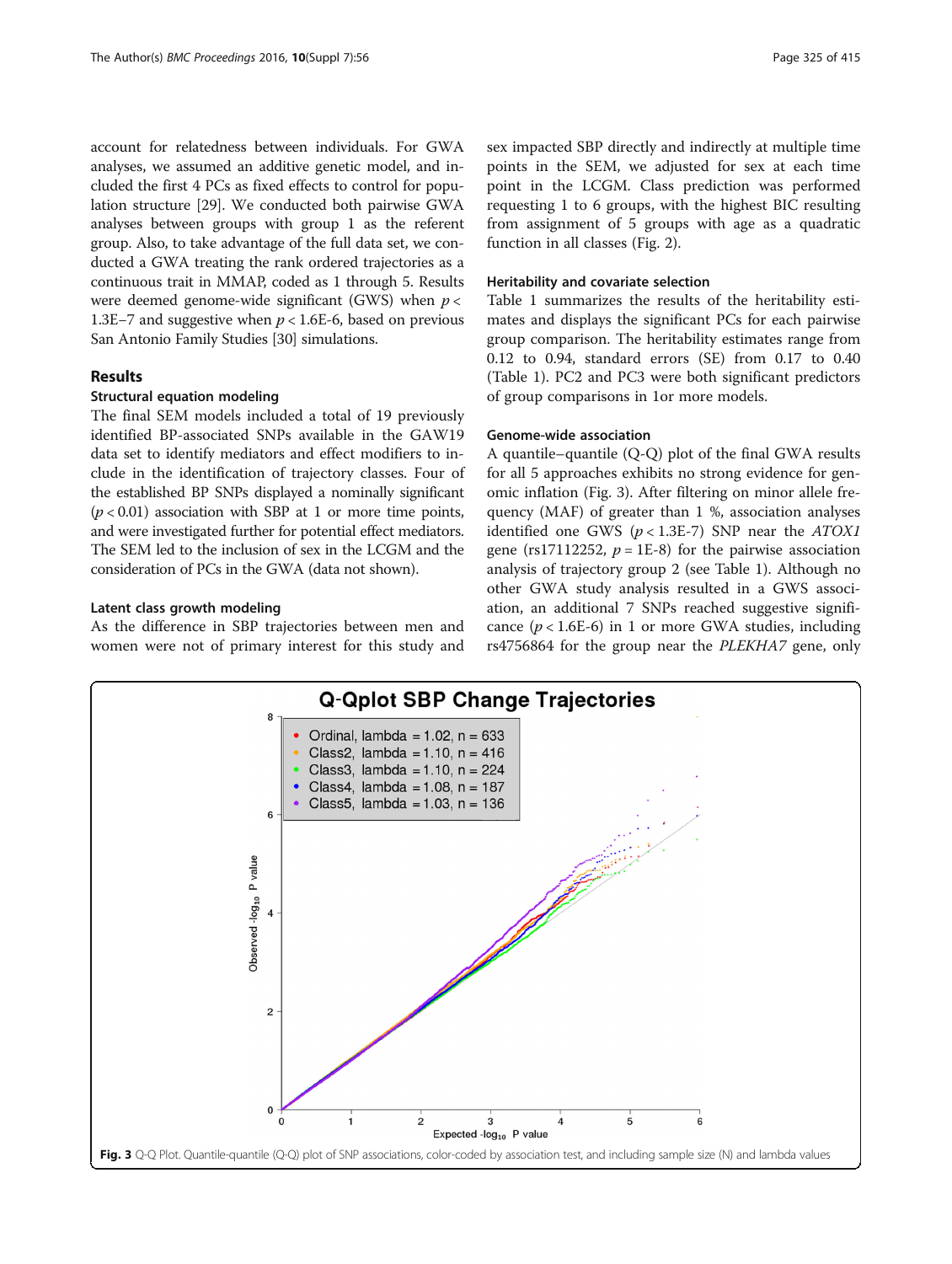account for relatedness between individuals. For GWA analyses, we assumed an additive genetic model, and included the first 4 PCs as fixed effects to control for population structure [29]. We conducted both pairwise GWA analyses between groups with group 1 as the referent group. Also, to take advantage of the full data set, we conducted a GWA treating the rank ordered trajectories as a continuous trait in MMAP, coded as 1 through 5. Results were deemed genome-wide significant (GWS) when $p <$ 1.3E−7 and suggestive when $p <$ 1.6E-6, based on previous San Antonio Family Studies [30] simulations.

## Results

### Structural equation modeling

The final SEM models included a total of 19 previously identified BP-associated SNPs available in the GAW19 data set to identify mediators and effect modifiers to include in the identification of trajectory classes. Four of the established BP SNPs displayed a nominally significant ($p < 0.01$) association with SBP at 1 or more time points, and were investigated further for potential effect mediators. The SEM led to the inclusion of sex in the LCGM and the consideration of PCs in the GWA (data not shown).

### Latent class growth modeling

As the difference in SBP trajectories between men and women were not of primary interest for this study and sex impacted SBP directly and indirectly at multiple time points in the SEM, we adjusted for sex at each time point in the LCGM. Class prediction was performed requesting 1 to 6 groups, with the highest BIC resulting from assignment of 5 groups with age as a quadratic function in all classes (Fig. 2).

### Heritability and covariate selection

Table 1 summarizes the results of the heritability estimates and displays the significant PCs for each pairwise group comparison. The heritability estimates range from 0.12 to 0.94, standard errors (SE) from 0.17 to 0.40 (Table 1). PC2 and PC3 were both significant predictors of group comparisons in 1or more models.

### Genome-wide association

A quantile–quantile (Q-Q) plot of the final GWA results for all 5 approaches exhibits no strong evidence for genomic inflation (Fig. 3). After filtering on minor allele frequency (MAF) of greater than 1 %, association analyses identified one GWS ($p <$ 1.3E-7) SNP near the *ATOX1* gene (rs17112252, $p =$ 1E-8) for the pairwise association analysis of trajectory group 2 (see Table 1). Although no other GWA study analysis resulted in a GWS association, an additional 7 SNPs reached suggestive significance ($p <$ 1.6E-6) in 1 or more GWA studies, including rs4756864 for the group near the *PLEKHA7* gene, only

**Fig. 3** Q-Q Plot. Quantile-quantile (Q-Q) plot of SNP associations, color-coded by association test, and including sample size (N) and lambda values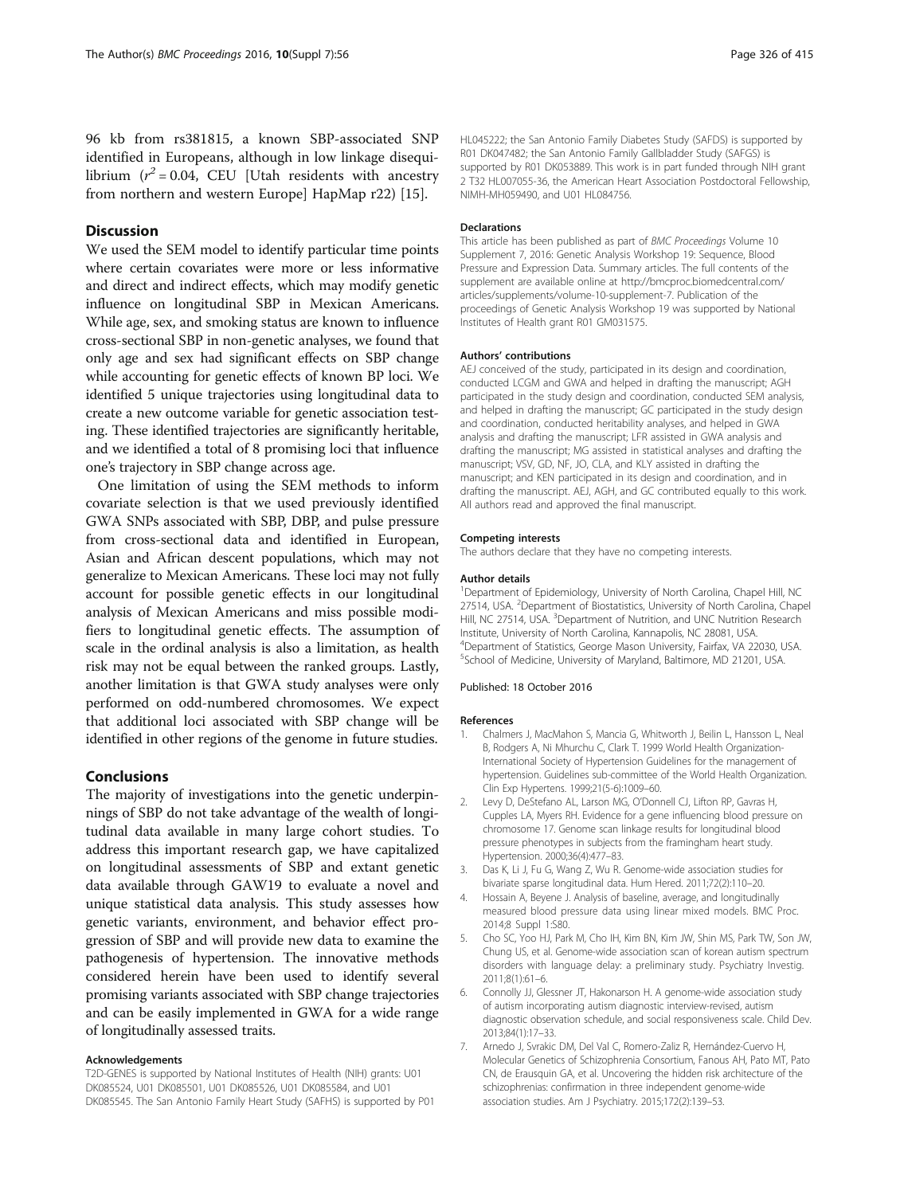96 kb from rs381815, a known SBP-associated SNP identified in Europeans, although in low linkage disequilibrium ($r^2 = 0.04$, CEU [Utah residents with ancestry from northern and western Europe] HapMap r22) [15].

## Discussion

We used the SEM model to identify particular time points where certain covariates were more or less informative and direct and indirect effects, which may modify genetic influence on longitudinal SBP in Mexican Americans. While age, sex, and smoking status are known to influence cross-sectional SBP in non-genetic analyses, we found that only age and sex had significant effects on SBP change while accounting for genetic effects of known BP loci. We identified 5 unique trajectories using longitudinal data to create a new outcome variable for genetic association testing. These identified trajectories are significantly heritable, and we identified a total of 8 promising loci that influence one's trajectory in SBP change across age.

One limitation of using the SEM methods to inform covariate selection is that we used previously identified GWA SNPs associated with SBP, DBP, and pulse pressure from cross-sectional data and identified in European, Asian and African descent populations, which may not generalize to Mexican Americans. These loci may not fully account for possible genetic effects in our longitudinal analysis of Mexican Americans and miss possible modifiers to longitudinal genetic effects. The assumption of scale in the ordinal analysis is also a limitation, as health risk may not be equal between the ranked groups. Lastly, another limitation is that GWA study analyses were only performed on odd-numbered chromosomes. We expect that additional loci associated with SBP change will be identified in other regions of the genome in future studies.

## Conclusions

The majority of investigations into the genetic underpinnings of SBP do not take advantage of the wealth of longitudinal data available in many large cohort studies. To address this important research gap, we have capitalized on longitudinal assessments of SBP and extant genetic data available through GAW19 to evaluate a novel and unique statistical data analysis. This study assesses how genetic variants, environment, and behavior effect progression of SBP and will provide new data to examine the pathogenesis of hypertension. The innovative methods considered herein have been used to identify several promising variants associated with SBP change trajectories and can be easily implemented in GWA for a wide range of longitudinally assessed traits.

#### Acknowledgements

T2D-GENES is supported by National Institutes of Health (NIH) grants: U01 DK085524, U01 DK085501, U01 DK085526, U01 DK085584, and U01 DK085545. The San Antonio Family Heart Study (SAFHS) is supported by P01 HL045222; the San Antonio Family Diabetes Study (SAFDS) is supported by R01 DK047482; the San Antonio Family Gallbladder Study (SAFGS) is supported by R01 DK053889. This work is in part funded through NIH grant 2 T32 HL007055-36, the American Heart Association Postdoctoral Fellowship, NIMH-MH059490, and U01 HL084756.

#### Declarations

This article has been published as part of *BMC Proceedings* Volume 10 Supplement 7, 2016: Genetic Analysis Workshop 19: Sequence, Blood Pressure and Expression Data. Summary articles. The full contents of the supplement are available online at http://bmcproc.biomedcentral.com/articles/supplements/volume-10-supplement-7. Publication of the proceedings of Genetic Analysis Workshop 19 was supported by National Institutes of Health grant R01 GM031575.

#### Authors' contributions

AEJ conceived of the study, participated in its design and coordination, conducted LCGM and GWA and helped in drafting the manuscript; AGH participated in the study design and coordination, conducted SEM analysis, and helped in drafting the manuscript; GC participated in the study design and coordination, conducted heritability analyses, and helped in GWA analysis and drafting the manuscript; LFR assisted in GWA analysis and drafting the manuscript; MG assisted in statistical analyses and drafting the manuscript; VSV, GD, NF, JO, CLA, and KLY assisted in drafting the manuscript; and KEN participated in its design and coordination, and in drafting the manuscript. AEJ, AGH, and GC contributed equally to this work. All authors read and approved the final manuscript.

#### Competing interests

The authors declare that they have no competing interests.

#### Author details

[1]Department of Epidemiology, University of North Carolina, Chapel Hill, NC 27514, USA. [2]Department of Biostatistics, University of North Carolina, Chapel Hill, NC 27514, USA. [3]Department of Nutrition, and UNC Nutrition Research Institute, University of North Carolina, Kannapolis, NC 28081, USA. [4]Department of Statistics, George Mason University, Fairfax, VA 22030, USA. [5]School of Medicine, University of Maryland, Baltimore, MD 21201, USA.

Published: 18 October 2016

#### References

1. Chalmers J, MacMahon S, Mancia G, Whitworth J, Beilin L, Hansson L, Neal B, Rodgers A, Ni Mhurchu C, Clark T. 1999 World Health Organization-International Society of Hypertension Guidelines for the management of hypertension. Guidelines sub-committee of the World Health Organization. Clin Exp Hypertens. 1999;21(5-6):1009–60.
2. Levy D, DeStefano AL, Larson MG, O'Donnell CJ, Lifton RP, Gavras H, Cupples LA, Myers RH. Evidence for a gene influencing blood pressure on chromosome 17. Genome scan linkage results for longitudinal blood pressure phenotypes in subjects from the framingham heart study. Hypertension. 2000;36(4):477–83.
3. Das K, Li J, Fu G, Wang Z, Wu R. Genome-wide association studies for bivariate sparse longitudinal data. Hum Hered. 2011;72(2):110–20.
4. Hossain A, Beyene J. Analysis of baseline, average, and longitudinally measured blood pressure data using linear mixed models. BMC Proc. 2014;8 Suppl 1:S80.
5. Cho SC, Yoo HJ, Park M, Cho IH, Kim BN, Kim JW, Shin MS, Park TW, Son JW, Chung US, et al. Genome-wide association scan of korean autism spectrum disorders with language delay: a preliminary study. Psychiatry Investig. 2011;8(1):61–6.
6. Connolly JJ, Glessner JT, Hakonarson H. A genome-wide association study of autism incorporating autism diagnostic interview-revised, autism diagnostic observation schedule, and social responsiveness scale. Child Dev. 2013;84(1):17–33.
7. Arnedo J, Svrakic DM, Del Val C, Romero-Zaliz R, Hernández-Cuervo H, Molecular Genetics of Schizophrenia Consortium, Fanous AH, Pato MT, Pato CN, de Erausquin GA, et al. Uncovering the hidden risk architecture of the schizophrenias: confirmation in three independent genome-wide association studies. Am J Psychiatry. 2015;172(2):139–53.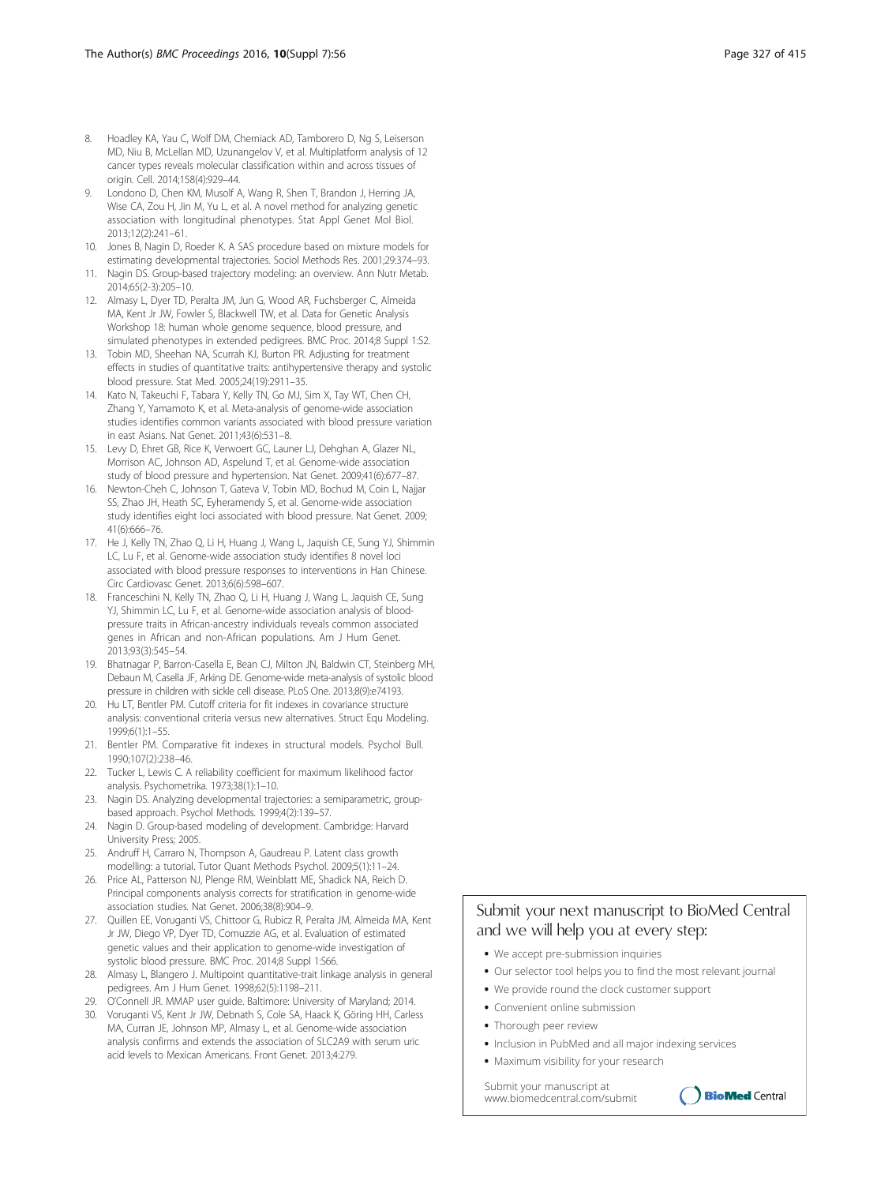8. Hoadley KA, Yau C, Wolf DM, Cherniack AD, Tamborero D, Ng S, Leiserson MD, Niu B, McLellan MD, Uzunangelov V, et al. Multiplatform analysis of 12 cancer types reveals molecular classification within and across tissues of origin. Cell. 2014;158(4):929–44.
9. Londono D, Chen KM, Musolf A, Wang R, Shen T, Brandon J, Herring JA, Wise CA, Zou H, Jin M, Yu L, et al. A novel method for analyzing genetic association with longitudinal phenotypes. Stat Appl Genet Mol Biol. 2013;12(2):241–61.
10. Jones B, Nagin D, Roeder K. A SAS procedure based on mixture models for estimating developmental trajectories. Sociol Methods Res. 2001;29:374–93.
11. Nagin DS. Group-based trajectory modeling: an overview. Ann Nutr Metab. 2014;65(2-3):205–10.
12. Almasy L, Dyer TD, Peralta JM, Jun G, Wood AR, Fuchsberger C, Almeida MA, Kent Jr JW, Fowler S, Blackwell TW, et al. Data for Genetic Analysis Workshop 18: human whole genome sequence, blood pressure, and simulated phenotypes in extended pedigrees. BMC Proc. 2014;8 Suppl 1:S2.
13. Tobin MD, Sheehan NA, Scurrah KJ, Burton PR. Adjusting for treatment effects in studies of quantitative traits: antihypertensive therapy and systolic blood pressure. Stat Med. 2005;24(19):2911–35.
14. Kato N, Takeuchi F, Tabara Y, Kelly TN, Go MJ, Sim X, Tay WT, Chen CH, Zhang Y, Yamamoto K, et al. Meta-analysis of genome-wide association studies identifies common variants associated with blood pressure variation in east Asians. Nat Genet. 2011;43(6):531–8.
15. Levy D, Ehret GB, Rice K, Verwoert GC, Launer LJ, Dehghan A, Glazer NL, Morrison AC, Johnson AD, Aspelund T, et al. Genome-wide association study of blood pressure and hypertension. Nat Genet. 2009;41(6):677–87.
16. Newton-Cheh C, Johnson T, Gateva V, Tobin MD, Bochud M, Coin L, Najjar SS, Zhao JH, Heath SC, Eyheramendy S, et al. Genome-wide association study identifies eight loci associated with blood pressure. Nat Genet. 2009; 41(6):666–76.
17. He J, Kelly TN, Zhao Q, Li H, Huang J, Wang L, Jaquish CE, Sung YJ, Shimmin LC, Lu F, et al. Genome-wide association study identifies 8 novel loci associated with blood pressure responses to interventions in Han Chinese. Circ Cardiovasc Genet. 2013;6(6):598–607.
18. Franceschini N, Kelly TN, Zhao Q, Li H, Huang J, Wang L, Jaquish CE, Sung YJ, Shimmin LC, Lu F, et al. Genome-wide association analysis of blood-pressure traits in African-ancestry individuals reveals common associated genes in African and non-African populations. Am J Hum Genet. 2013;93(3):545–54.
19. Bhatnagar P, Barron-Casella E, Bean CJ, Milton JN, Baldwin CT, Steinberg MH, Debaun M, Casella JF, Arking DE. Genome-wide meta-analysis of systolic blood pressure in children with sickle cell disease. PLoS One. 2013;8(9):e74193.
20. Hu LT, Bentler PM. Cutoff criteria for fit indexes in covariance structure analysis: conventional criteria versus new alternatives. Struct Equ Modeling. 1999;6(1):1–55.
21. Bentler PM. Comparative fit indexes in structural models. Psychol Bull. 1990;107(2):238–46.
22. Tucker L, Lewis C. A reliability coefficient for maximum likelihood factor analysis. Psychometrika. 1973;38(1):1–10.
23. Nagin DS. Analyzing developmental trajectories: a semiparametric, group-based approach. Psychol Methods. 1999;4(2):139–57.
24. Nagin D. Group-based modeling of development. Cambridge: Harvard University Press; 2005.
25. Andruff H, Carraro N, Thompson A, Gaudreau P. Latent class growth modelling: a tutorial. Tutor Quant Methods Psychol. 2009;5(1):11–24.
26. Price AL, Patterson NJ, Plenge RM, Weinblatt ME, Shadick NA, Reich D. Principal components analysis corrects for stratification in genome-wide association studies. Nat Genet. 2006;38(8):904–9.
27. Quillen EE, Voruganti VS, Chittoor G, Rubicz R, Peralta JM, Almeida MA, Kent Jr JW, Diego VP, Dyer TD, Comuzzie AG, et al. Evaluation of estimated genetic values and their application to genome-wide investigation of systolic blood pressure. BMC Proc. 2014;8 Suppl 1:S66.
28. Almasy L, Blangero J. Multipoint quantitative-trait linkage analysis in general pedigrees. Am J Hum Genet. 1998;62(5):1198–211.
29. O'Connell JR. MMAP user guide. Baltimore: University of Maryland; 2014.
30. Voruganti VS, Kent Jr JW, Debnath S, Cole SA, Haack K, Göring HH, Carless MA, Curran JE, Johnson MP, Almasy L, et al. Genome-wide association analysis confirms and extends the association of SLC2A9 with serum uric acid levels to Mexican Americans. Front Genet. 2013;4:279.

Submit your next manuscript to BioMed Central and we will help you at every step:

- We accept pre-submission inquiries
- Our selector tool helps you to find the most relevant journal
- We provide round the clock customer support
- Convenient online submission
- Thorough peer review
- Inclusion in PubMed and all major indexing services
- Maximum visibility for your research

Submit your manuscript at www.biomedcentral.com/submit

BioMed Central